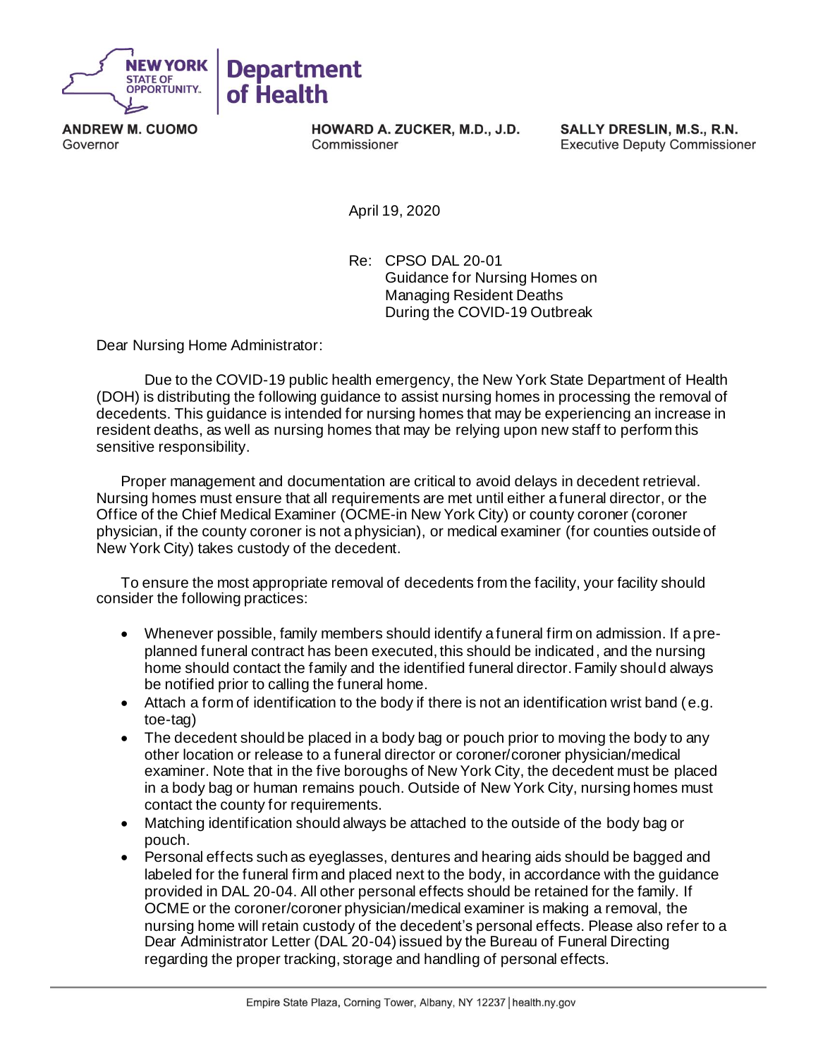**NEW YORK STATE OF OPPORTUNITY. | Department of Health**

**ANDREW M. CUOMO**
Governor

**HOWARD A. ZUCKER, M.D., J.D.**
Commissioner

**SALLY DRESLIN, M.S., R.N.**
Executive Deputy Commissioner

April 19, 2020

Re: CPSO DAL 20-01
Guidance for Nursing Homes on Managing Resident Deaths During the COVID-19 Outbreak

Dear Nursing Home Administrator:

Due to the COVID-19 public health emergency, the New York State Department of Health (DOH) is distributing the following guidance to assist nursing homes in processing the removal of decedents. This guidance is intended for nursing homes that may be experiencing an increase in resident deaths, as well as nursing homes that may be relying upon new staff to perform this sensitive responsibility.

Proper management and documentation are critical to avoid delays in decedent retrieval. Nursing homes must ensure that all requirements are met until either a funeral director, or the Office of the Chief Medical Examiner (OCME-in New York City) or county coroner (coroner physician, if the county coroner is not a physician), or medical examiner (for counties outside of New York City) takes custody of the decedent.

To ensure the most appropriate removal of decedents from the facility, your facility should consider the following practices:

- Whenever possible, family members should identify a funeral firm on admission. If a pre-planned funeral contract has been executed, this should be indicated, and the nursing home should contact the family and the identified funeral director. Family should always be notified prior to calling the funeral home.
- Attach a form of identification to the body if there is not an identification wrist band (e.g. toe-tag)
- The decedent should be placed in a body bag or pouch prior to moving the body to any other location or release to a funeral director or coroner/coroner physician/medical examiner. Note that in the five boroughs of New York City, the decedent must be placed in a body bag or human remains pouch. Outside of New York City, nursing homes must contact the county for requirements.
- Matching identification should always be attached to the outside of the body bag or pouch.
- Personal effects such as eyeglasses, dentures and hearing aids should be bagged and labeled for the funeral firm and placed next to the body, in accordance with the guidance provided in DAL 20-04. All other personal effects should be retained for the family. If OCME or the coroner/coroner physician/medical examiner is making a removal, the nursing home will retain custody of the decedent's personal effects. Please also refer to a Dear Administrator Letter (DAL 20-04) issued by the Bureau of Funeral Directing regarding the proper tracking, storage and handling of personal effects.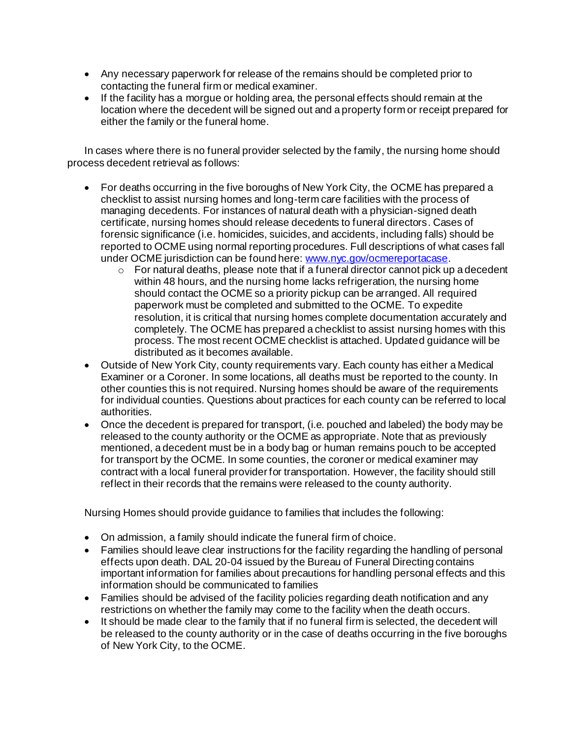- Any necessary paperwork for release of the remains should be completed prior to contacting the funeral firm or medical examiner.
- If the facility has a morgue or holding area, the personal effects should remain at the location where the decedent will be signed out and a property form or receipt prepared for either the family or the funeral home.

In cases where there is no funeral provider selected by the family, the nursing home should process decedent retrieval as follows:

- For deaths occurring in the five boroughs of New York City, the OCME has prepared a checklist to assist nursing homes and long-term care facilities with the process of managing decedents. For instances of natural death with a physician-signed death certificate, nursing homes should release decedents to funeral directors. Cases of forensic significance (i.e. homicides, suicides, and accidents, including falls) should be reported to OCME using normal reporting procedures. Full descriptions of what cases fall under OCME jurisdiction can be found here: [www.nyc.gov/ocmereportacase](www.nyc.gov/ocmereportacase).
    - For natural deaths, please note that if a funeral director cannot pick up a decedent within 48 hours, and the nursing home lacks refrigeration, the nursing home should contact the OCME so a priority pickup can be arranged. All required paperwork must be completed and submitted to the OCME. To expedite resolution, it is critical that nursing homes complete documentation accurately and completely. The OCME has prepared a checklist to assist nursing homes with this process. The most recent OCME checklist is attached. Updated guidance will be distributed as it becomes available.
- Outside of New York City, county requirements vary. Each county has either a Medical Examiner or a Coroner. In some locations, all deaths must be reported to the county. In other counties this is not required. Nursing homes should be aware of the requirements for individual counties. Questions about practices for each county can be referred to local authorities.
- Once the decedent is prepared for transport, (i.e. pouched and labeled) the body may be released to the county authority or the OCME as appropriate. Note that as previously mentioned, a decedent must be in a body bag or human remains pouch to be accepted for transport by the OCME. In some counties, the coroner or medical examiner may contract with a local funeral provider for transportation. However, the facility should still reflect in their records that the remains were released to the county authority.

Nursing Homes should provide guidance to families that includes the following:

- On admission, a family should indicate the funeral firm of choice.
- Families should leave clear instructions for the facility regarding the handling of personal effects upon death. DAL 20-04 issued by the Bureau of Funeral Directing contains important information for families about precautions for handling personal effects and this information should be communicated to families
- Families should be advised of the facility policies regarding death notification and any restrictions on whether the family may come to the facility when the death occurs.
- It should be made clear to the family that if no funeral firm is selected, the decedent will be released to the county authority or in the case of deaths occurring in the five boroughs of New York City, to the OCME.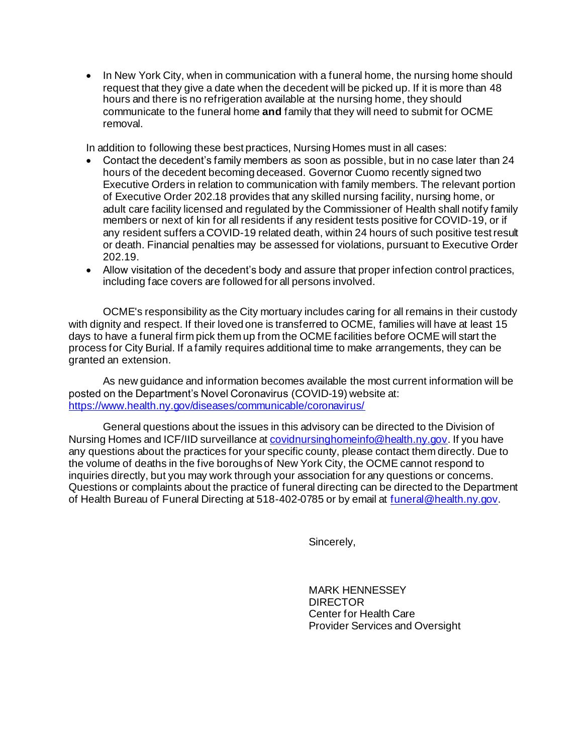- In New York City, when in communication with a funeral home, the nursing home should request that they give a date when the decedent will be picked up. If it is more than 48 hours and there is no refrigeration available at the nursing home, they should communicate to the funeral home **and** family that they will need to submit for OCME removal.

In addition to following these best practices, Nursing Homes must in all cases:

- Contact the decedent's family members as soon as possible, but in no case later than 24 hours of the decedent becoming deceased. Governor Cuomo recently signed two Executive Orders in relation to communication with family members. The relevant portion of Executive Order 202.18 provides that any skilled nursing facility, nursing home, or adult care facility licensed and regulated by the Commissioner of Health shall notify family members or next of kin for all residents if any resident tests positive for COVID-19, or if any resident suffers a COVID-19 related death, within 24 hours of such positive test result or death. Financial penalties may be assessed for violations, pursuant to Executive Order 202.19.
- Allow visitation of the decedent's body and assure that proper infection control practices, including face covers are followed for all persons involved.

OCME's responsibility as the City mortuary includes caring for all remains in their custody with dignity and respect. If their loved one is transferred to OCME, families will have at least 15 days to have a funeral firm pick them up from the OCME facilities before OCME will start the process for City Burial. If a family requires additional time to make arrangements, they can be granted an extension.

As new guidance and information becomes available the most current information will be posted on the Department's Novel Coronavirus (COVID-19) website at: [https://www.health.ny.gov/diseases/communicable/coronavirus/](https://www.health.ny.gov/diseases/communicable/coronavirus/)

General questions about the issues in this advisory can be directed to the Division of Nursing Homes and ICF/IID surveillance at [covidnursinghomeinfo@health.ny.gov](mailto:covidnursinghomeinfo@health.ny.gov). If you have any questions about the practices for your specific county, please contact them directly. Due to the volume of deaths in the five boroughs of New York City, the OCME cannot respond to inquiries directly, but you may work through your association for any questions or concerns. Questions or complaints about the practice of funeral directing can be directed to the Department of Health Bureau of Funeral Directing at 518-402-0785 or by email at [funeral@health.ny.gov](mailto:funeral@health.ny.gov).

Sincerely,

MARK HENNESSEY
DIRECTOR
Center for Health Care
Provider Services and Oversight